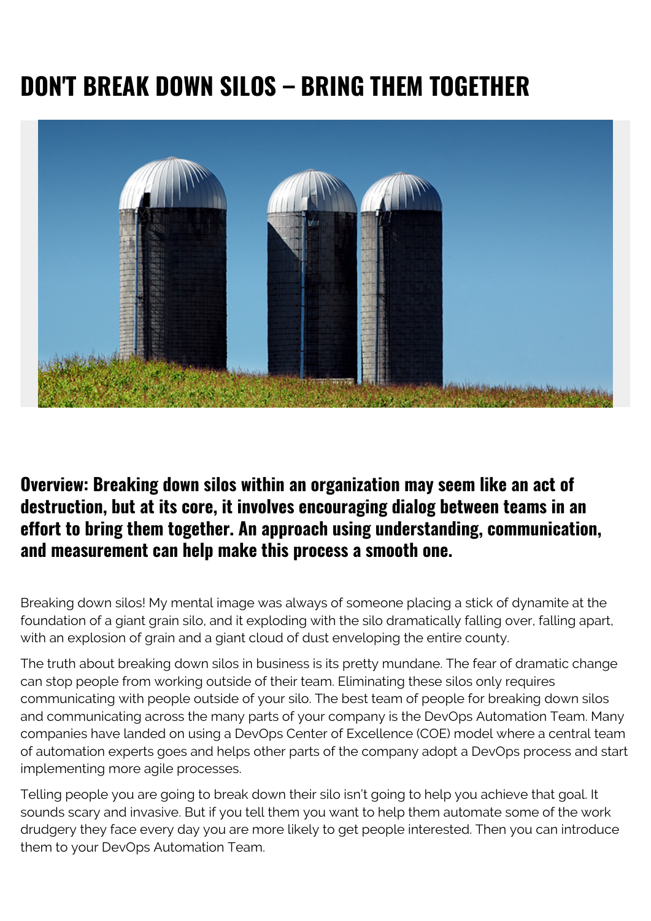# DON'T BREAK DOWN SILOS – BRING THEM TOGETHER

**Overview: Breaking down silos within an organization may seem like an act of destruction, but at its core, it involves encouraging dialog between teams in an effort to bring them together. An approach using understanding, communication, and measurement can help make this process a smooth one.**

Breaking down silos! My mental image was always of someone placing a stick of dynamite at the foundation of a giant grain silo, and it exploding with the silo dramatically falling over, falling apart, with an explosion of grain and a giant cloud of dust enveloping the entire county.

The truth about breaking down silos in business is its pretty mundane. The fear of dramatic change can stop people from working outside of their team. Eliminating these silos only requires communicating with people outside of your silo. The best team of people for breaking down silos and communicating across the many parts of your company is the DevOps Automation Team. Many companies have landed on using a DevOps Center of Excellence (COE) model where a central team of automation experts goes and helps other parts of the company adopt a DevOps process and start implementing more agile processes.

Telling people you are going to break down their silo isn't going to help you achieve that goal. It sounds scary and invasive. But if you tell them you want to help them automate some of the work drudgery they face every day you are more likely to get people interested. Then you can introduce them to your DevOps Automation Team.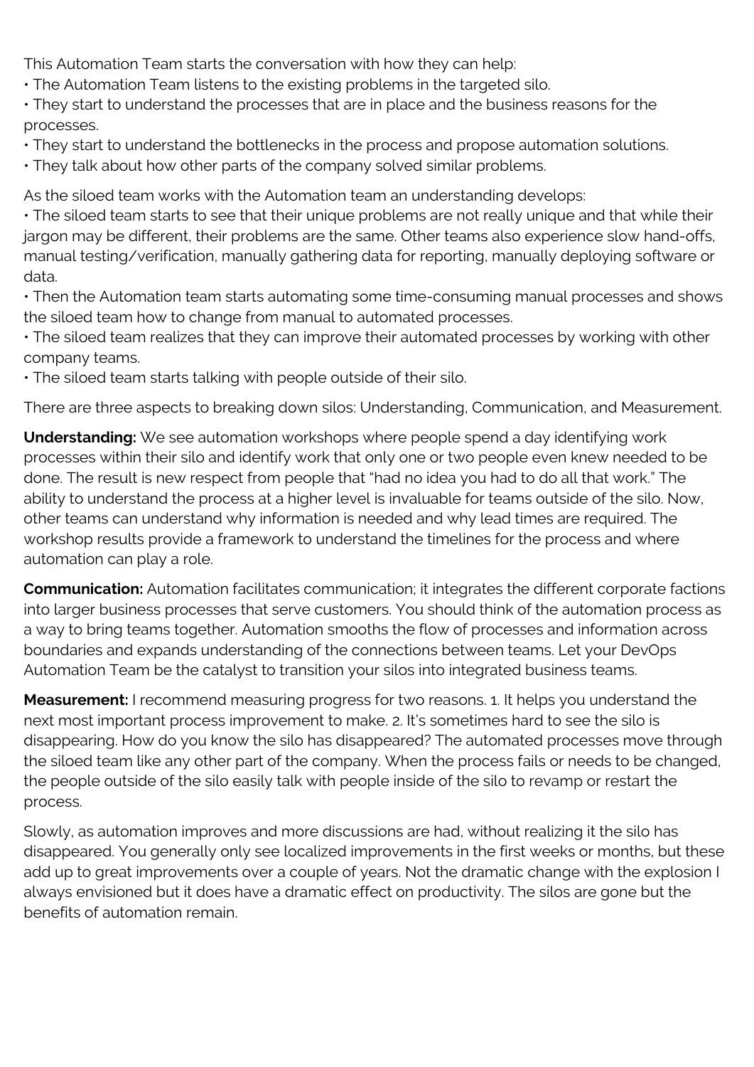This Automation Team starts the conversation with how they can help:

- The Automation Team listens to the existing problems in the targeted silo.
- They start to understand the processes that are in place and the business reasons for the processes.
- They start to understand the bottlenecks in the process and propose automation solutions.
- They talk about how other parts of the company solved similar problems.

As the siloed team works with the Automation team an understanding develops:

- The siloed team starts to see that their unique problems are not really unique and that while their jargon may be different, their problems are the same. Other teams also experience slow hand-offs, manual testing/verification, manually gathering data for reporting, manually deploying software or data.
- Then the Automation team starts automating some time-consuming manual processes and shows the siloed team how to change from manual to automated processes.
- The siloed team realizes that they can improve their automated processes by working with other company teams.
- The siloed team starts talking with people outside of their silo.

There are three aspects to breaking down silos: Understanding, Communication, and Measurement.

**Understanding:** We see automation workshops where people spend a day identifying work processes within their silo and identify work that only one or two people even knew needed to be done. The result is new respect from people that "had no idea you had to do all that work." The ability to understand the process at a higher level is invaluable for teams outside of the silo. Now, other teams can understand why information is needed and why lead times are required. The workshop results provide a framework to understand the timelines for the process and where automation can play a role.

**Communication:** Automation facilitates communication; it integrates the different corporate factions into larger business processes that serve customers. You should think of the automation process as a way to bring teams together. Automation smooths the flow of processes and information across boundaries and expands understanding of the connections between teams. Let your DevOps Automation Team be the catalyst to transition your silos into integrated business teams.

**Measurement:** I recommend measuring progress for two reasons. 1. It helps you understand the next most important process improvement to make. 2. It's sometimes hard to see the silo is disappearing. How do you know the silo has disappeared? The automated processes move through the siloed team like any other part of the company. When the process fails or needs to be changed, the people outside of the silo easily talk with people inside of the silo to revamp or restart the process.

Slowly, as automation improves and more discussions are had, without realizing it the silo has disappeared. You generally only see localized improvements in the first weeks or months, but these add up to great improvements over a couple of years. Not the dramatic change with the explosion I always envisioned but it does have a dramatic effect on productivity. The silos are gone but the benefits of automation remain.